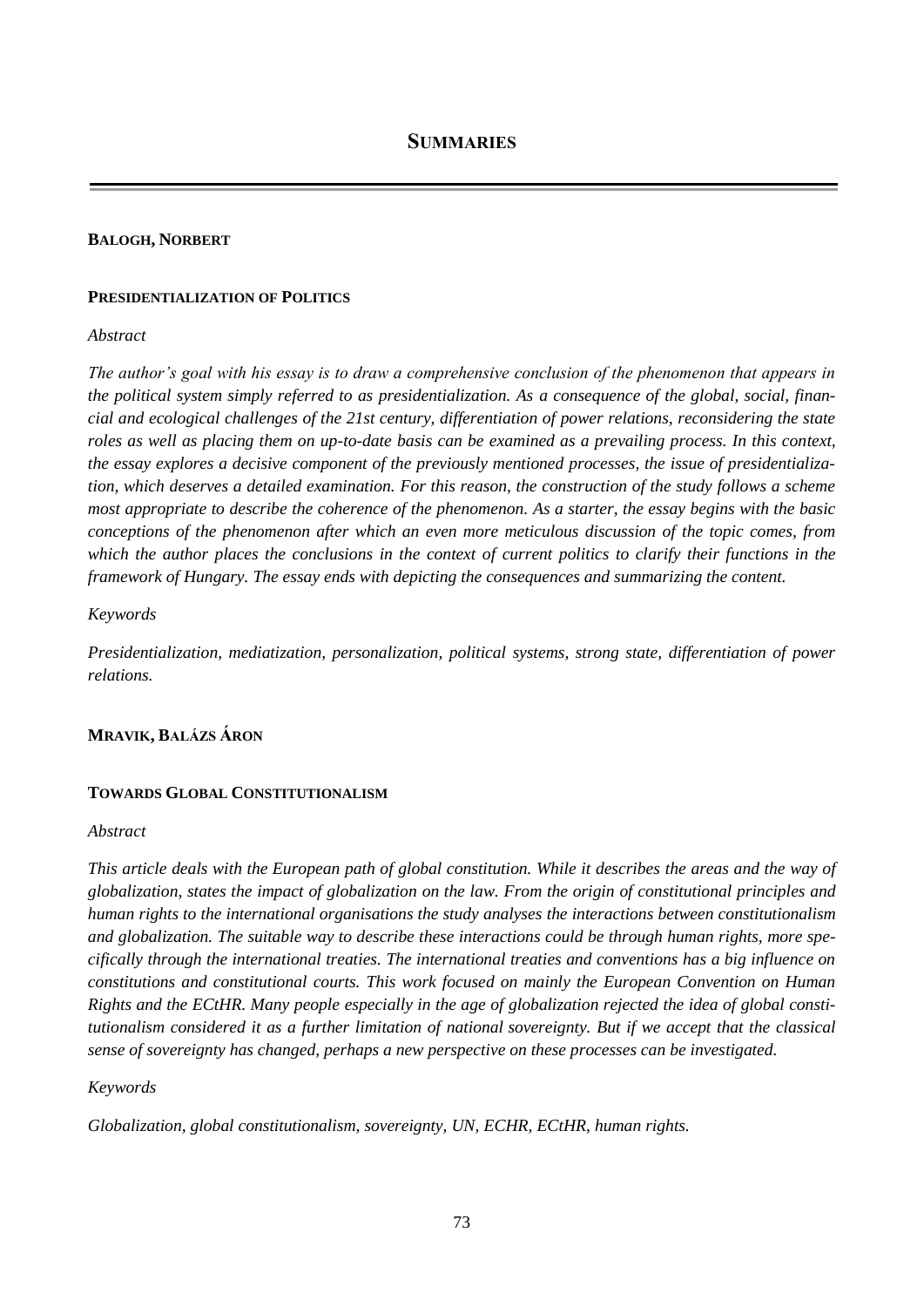# Summaries

## Balogh, Norbert

### Presidentialization of Politics

*Abstract*

*The author's goal with his essay is to draw a comprehensive conclusion of the phenomenon that appears in the political system simply referred to as presidentialization. As a consequence of the global, social, financial and ecological challenges of the 21st century, differentiation of power relations, reconsidering the state roles as well as placing them on up-to-date basis can be examined as a prevailing process. In this context, the essay explores a decisive component of the previously mentioned processes, the issue of presidentialization, which deserves a detailed examination. For this reason, the construction of the study follows a scheme most appropriate to describe the coherence of the phenomenon. As a starter, the essay begins with the basic conceptions of the phenomenon after which an even more meticulous discussion of the topic comes, from which the author places the conclusions in the context of current politics to clarify their functions in the framework of Hungary. The essay ends with depicting the consequences and summarizing the content.*

*Keywords*

*Presidentialization, mediatization, personalization, political systems, strong state, differentiation of power relations.*

## Mravik, Balázs Áron

### Towards Global Constitutionalism

*Abstract*

*This article deals with the European path of global constitution. While it describes the areas and the way of globalization, states the impact of globalization on the law. From the origin of constitutional principles and human rights to the international organisations the study analyses the interactions between constitutionalism and globalization. The suitable way to describe these interactions could be through human rights, more specifically through the international treaties. The international treaties and conventions has a big influence on constitutions and constitutional courts. This work focused on mainly the European Convention on Human Rights and the ECtHR. Many people especially in the age of globalization rejected the idea of global constitutionalism considered it as a further limitation of national sovereignty. But if we accept that the classical sense of sovereignty has changed, perhaps a new perspective on these processes can be investigated.*

*Keywords*

*Globalization, global constitutionalism, sovereignty, UN, ECHR, ECtHR, human rights.*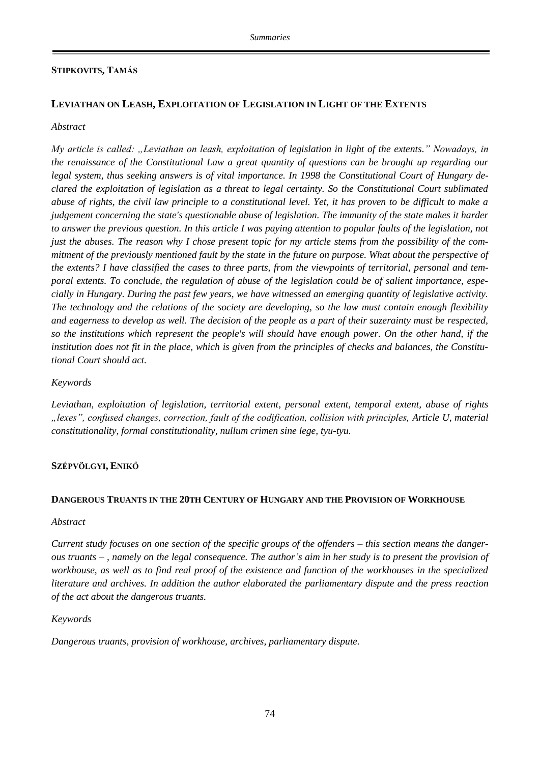**STIPKOVITS, TAMÁS**

## LEVIATHAN ON LEASH, EXPLOITATION OF LEGISLATION IN LIGHT OF THE EXTENTS

*Abstract*

*My article is called: „Leviathan on leash, exploitation of legislation in light of the extents." Nowadays, in the renaissance of the Constitutional Law a great quantity of questions can be brought up regarding our legal system, thus seeking answers is of vital importance. In 1998 the Constitutional Court of Hungary declared the exploitation of legislation as a threat to legal certainty. So the Constitutional Court sublimated abuse of rights, the civil law principle to a constitutional level. Yet, it has proven to be difficult to make a judgement concerning the state's questionable abuse of legislation. The immunity of the state makes it harder to answer the previous question. In this article I was paying attention to popular faults of the legislation, not just the abuses. The reason why I chose present topic for my article stems from the possibility of the commitment of the previously mentioned fault by the state in the future on purpose. What about the perspective of the extents? I have classified the cases to three parts, from the viewpoints of territorial, personal and temporal extents. To conclude, the regulation of abuse of the legislation could be of salient importance, especially in Hungary. During the past few years, we have witnessed an emerging quantity of legislative activity. The technology and the relations of the society are developing, so the law must contain enough flexibility and eagerness to develop as well. The decision of the people as a part of their suzerainty must be respected, so the institutions which represent the people's will should have enough power. On the other hand, if the institution does not fit in the place, which is given from the principles of checks and balances, the Constitutional Court should act.*

*Keywords*

*Leviathan, exploitation of legislation, territorial extent, personal extent, temporal extent, abuse of rights „lexes", confused changes, correction, fault of the codification, collision with principles, Article U, material constitutionality, formal constitutionality, nullum crimen sine lege, tyu-tyu.*

**SZÉPVÖLGYI, ENIKŐ**

## DANGEROUS TRUANTS IN THE 20TH CENTURY OF HUNGARY AND THE PROVISION OF WORKHOUSE

*Abstract*

*Current study focuses on one section of the specific groups of the offenders – this section means the dangerous truants – , namely on the legal consequence. The author's aim in her study is to present the provision of workhouse, as well as to find real proof of the existence and function of the workhouses in the specialized literature and archives. In addition the author elaborated the parliamentary dispute and the press reaction of the act about the dangerous truants.*

*Keywords*

*Dangerous truants, provision of workhouse, archives, parliamentary dispute.*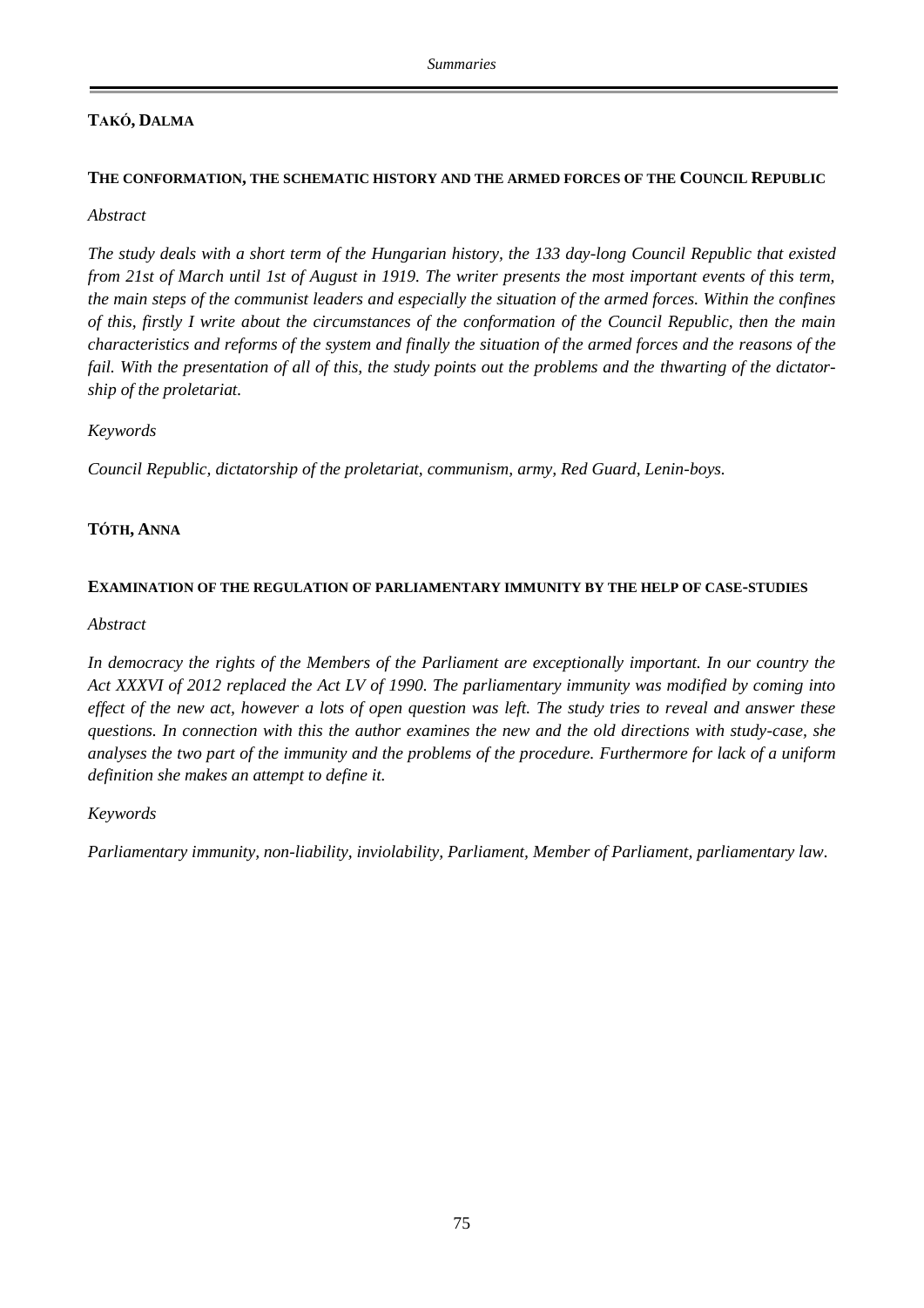**TAKÓ, DALMA**

**THE CONFORMATION, THE SCHEMATIC HISTORY AND THE ARMED FORCES OF THE COUNCIL REPUBLIC**

*Abstract*

*The study deals with a short term of the Hungarian history, the 133 day-long Council Republic that existed from 21st of March until 1st of August in 1919. The writer presents the most important events of this term, the main steps of the communist leaders and especially the situation of the armed forces. Within the confines of this, firstly I write about the circumstances of the conformation of the Council Republic, then the main characteristics and reforms of the system and finally the situation of the armed forces and the reasons of the fail. With the presentation of all of this, the study points out the problems and the thwarting of the dictatorship of the proletariat.*

*Keywords*

*Council Republic, dictatorship of the proletariat, communism, army, Red Guard, Lenin-boys.*

**TÓTH, ANNA**

**EXAMINATION OF THE REGULATION OF PARLIAMENTARY IMMUNITY BY THE HELP OF CASE-STUDIES**

*Abstract*

*In democracy the rights of the Members of the Parliament are exceptionally important. In our country the Act XXXVI of 2012 replaced the Act LV of 1990. The parliamentary immunity was modified by coming into effect of the new act, however a lots of open question was left. The study tries to reveal and answer these questions. In connection with this the author examines the new and the old directions with study-case, she analyses the two part of the immunity and the problems of the procedure. Furthermore for lack of a uniform definition she makes an attempt to define it.*

*Keywords*

*Parliamentary immunity, non-liability, inviolability, Parliament, Member of Parliament, parliamentary law.*